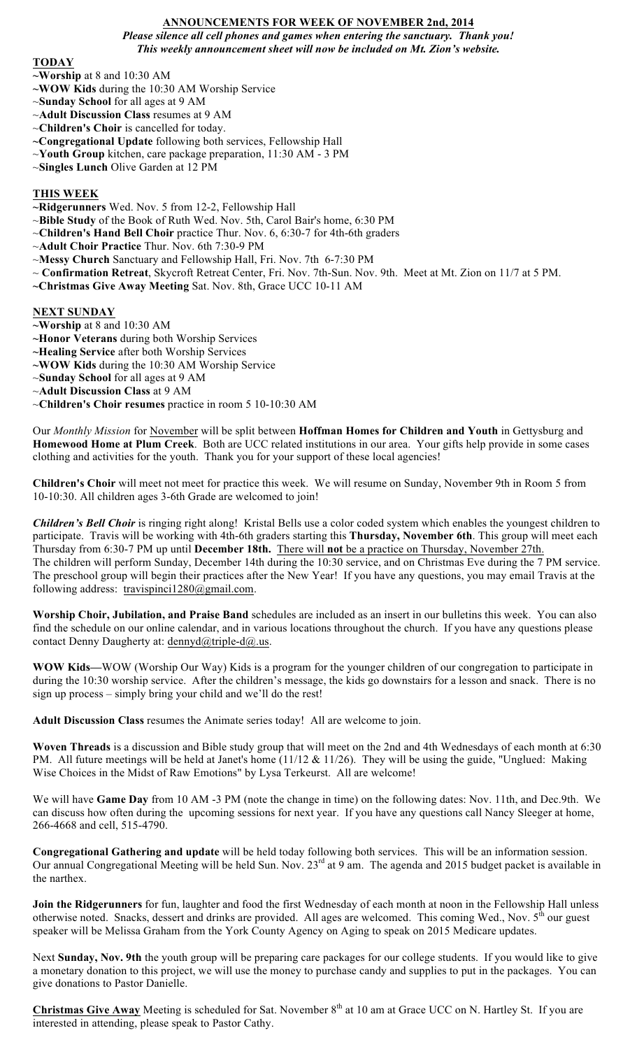# ANNOUNCEMENTS FOR WEEK OF NOVEMBER 2nd, 2014

***Please silence all cell phones and games when entering the sanctuary. Thank you!***
***This weekly announcement sheet will now be included on Mt. Zion's website.***

## TODAY

**~Worship** at 8 and 10:30 AM
**~WOW Kids** during the 10:30 AM Worship Service
~**Sunday School** for all ages at 9 AM
~**Adult Discussion Class** resumes at 9 AM
~**Children's Choir** is cancelled for today.
**~Congregational Update** following both services, Fellowship Hall
~**Youth Group** kitchen, care package preparation, 11:30 AM - 3 PM
~**Singles Lunch** Olive Garden at 12 PM

## THIS WEEK

**~Ridgerunners** Wed. Nov. 5 from 12-2, Fellowship Hall
~**Bible Study** of the Book of Ruth Wed. Nov. 5th, Carol Bair's home, 6:30 PM
~**Children's Hand Bell Choir** practice Thur. Nov. 6, 6:30-7 for 4th-6th graders
~**Adult Choir Practice** Thur. Nov. 6th 7:30-9 PM
~**Messy Church** Sanctuary and Fellowship Hall, Fri. Nov. 7th 6-7:30 PM
~ **Confirmation Retreat**, Skycroft Retreat Center, Fri. Nov. 7th-Sun. Nov. 9th. Meet at Mt. Zion on 11/7 at 5 PM.
**~Christmas Give Away Meeting** Sat. Nov. 8th, Grace UCC 10-11 AM

## NEXT SUNDAY

**~Worship** at 8 and 10:30 AM
**~Honor Veterans** during both Worship Services
**~Healing Service** after both Worship Services
**~WOW Kids** during the 10:30 AM Worship Service
~**Sunday School** for all ages at 9 AM
~**Adult Discussion Class** at 9 AM
~**Children's Choir resumes** practice in room 5 10-10:30 AM

Our *Monthly Mission* for November will be split between **Hoffman Homes for Children and Youth** in Gettysburg and **Homewood Home at Plum Creek**. Both are UCC related institutions in our area. Your gifts help provide in some cases clothing and activities for the youth. Thank you for your support of these local agencies!

**Children's Choir** will meet not meet for practice this week. We will resume on Sunday, November 9th in Room 5 from 10-10:30. All children ages 3-6th Grade are welcomed to join!

***Children's Bell Choir*** is ringing right along! Kristal Bells use a color coded system which enables the youngest children to participate. Travis will be working with 4th-6th graders starting this **Thursday, November 6th**. This group will meet each Thursday from 6:30-7 PM up until **December 18th.** There will **not** be a practice on Thursday, November 27th. The children will perform Sunday, December 14th during the 10:30 service, and on Christmas Eve during the 7 PM service. The preschool group will begin their practices after the New Year! If you have any questions, you may email Travis at the following address: travispinci1280@gmail.com.

**Worship Choir, Jubilation, and Praise Band** schedules are included as an insert in our bulletins this week. You can also find the schedule on our online calendar, and in various locations throughout the church. If you have any questions please contact Denny Daugherty at: dennyd@triple-d@.us.

**WOW Kids—**WOW (Worship Our Way) Kids is a program for the younger children of our congregation to participate in during the 10:30 worship service. After the children's message, the kids go downstairs for a lesson and snack. There is no sign up process – simply bring your child and we'll do the rest!

**Adult Discussion Class** resumes the Animate series today! All are welcome to join.

**Woven Threads** is a discussion and Bible study group that will meet on the 2nd and 4th Wednesdays of each month at 6:30 PM. All future meetings will be held at Janet's home (11/12 & 11/26). They will be using the guide, "Unglued: Making Wise Choices in the Midst of Raw Emotions" by Lysa Terkeurst. All are welcome!

We will have **Game Day** from 10 AM -3 PM (note the change in time) on the following dates: Nov. 11th, and Dec.9th. We can discuss how often during the upcoming sessions for next year. If you have any questions call Nancy Sleeger at home, 266-4668 and cell, 515-4790.

**Congregational Gathering and update** will be held today following both services. This will be an information session. Our annual Congregational Meeting will be held Sun. Nov. 23rd at 9 am. The agenda and 2015 budget packet is available in the narthex.

**Join the Ridgerunners** for fun, laughter and food the first Wednesday of each month at noon in the Fellowship Hall unless otherwise noted. Snacks, dessert and drinks are provided. All ages are welcomed. This coming Wed., Nov. 5th our guest speaker will be Melissa Graham from the York County Agency on Aging to speak on 2015 Medicare updates.

Next **Sunday, Nov. 9th** the youth group will be preparing care packages for our college students. If you would like to give a monetary donation to this project, we will use the money to purchase candy and supplies to put in the packages. You can give donations to Pastor Danielle.

**Christmas Give Away** Meeting is scheduled for Sat. November 8th at 10 am at Grace UCC on N. Hartley St. If you are interested in attending, please speak to Pastor Cathy.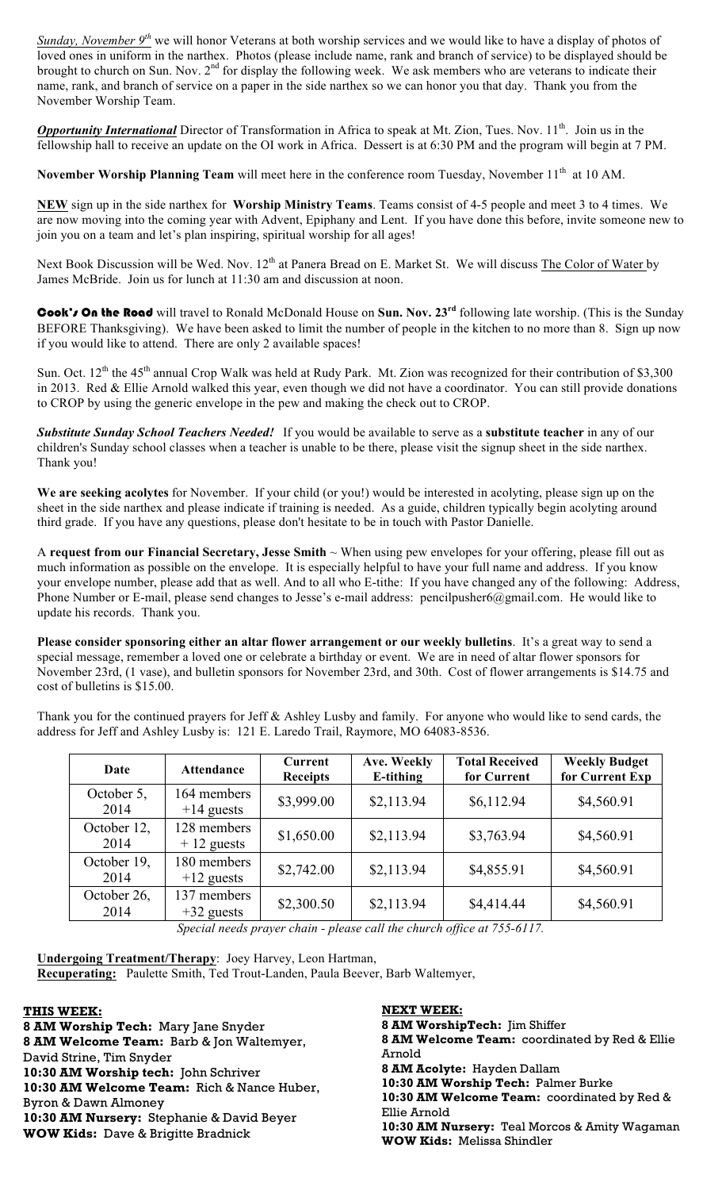***Sunday, November 9th*** we will honor Veterans at both worship services and we would like to have a display of photos of loved ones in uniform in the narthex. Photos (please include name, rank and branch of service) to be displayed should be brought to church on Sun. Nov. 2nd for display the following week. We ask members who are veterans to indicate their name, rank, and branch of service on a paper in the side narthex so we can honor you that day. Thank you from the November Worship Team.

***Opportunity International*** Director of Transformation in Africa to speak at Mt. Zion, Tues. Nov. 11th. Join us in the fellowship hall to receive an update on the OI work in Africa. Dessert is at 6:30 PM and the program will begin at 7 PM.

**November Worship Planning Team** will meet here in the conference room Tuesday, November 11th at 10 AM.

**NEW** sign up in the side narthex for **Worship Ministry Teams**. Teams consist of 4-5 people and meet 3 to 4 times. We are now moving into the coming year with Advent, Epiphany and Lent. If you have done this before, invite someone new to join you on a team and let's plan inspiring, spiritual worship for all ages!

Next Book Discussion will be Wed. Nov. 12th at Panera Bread on E. Market St. We will discuss The Color of Water by James McBride. Join us for lunch at 11:30 am and discussion at noon.

**Cook's On the Road** will travel to Ronald McDonald House on **Sun. Nov. 23rd** following late worship. (This is the Sunday BEFORE Thanksgiving). We have been asked to limit the number of people in the kitchen to no more than 8. Sign up now if you would like to attend. There are only 2 available spaces!

Sun. Oct. 12th the 45th annual Crop Walk was held at Rudy Park. Mt. Zion was recognized for their contribution of $3,300 in 2013. Red & Ellie Arnold walked this year, even though we did not have a coordinator. You can still provide donations to CROP by using the generic envelope in the pew and making the check out to CROP.

***Substitute Sunday School Teachers Needed!*** If you would be available to serve as a **substitute teacher** in any of our children's Sunday school classes when a teacher is unable to be there, please visit the signup sheet in the side narthex. Thank you!

**We are seeking acolytes** for November. If your child (or you!) would be interested in acolyting, please sign up on the sheet in the side narthex and please indicate if training is needed. As a guide, children typically begin acolyting around third grade. If you have any questions, please don't hesitate to be in touch with Pastor Danielle.

A **request from our Financial Secretary, Jesse Smith** ~ When using pew envelopes for your offering, please fill out as much information as possible on the envelope. It is especially helpful to have your full name and address. If you know your envelope number, please add that as well. And to all who E-tithe: If you have changed any of the following: Address, Phone Number or E-mail, please send changes to Jesse's e-mail address: pencilpusher6@gmail.com. He would like to update his records. Thank you.

**Please consider sponsoring either an altar flower arrangement or our weekly bulletins**. It's a great way to send a special message, remember a loved one or celebrate a birthday or event. We are in need of altar flower sponsors for November 23rd, (1 vase), and bulletin sponsors for November 23rd, and 30th. Cost of flower arrangements is $14.75 and cost of bulletins is $15.00.

Thank you for the continued prayers for Jeff & Ashley Lusby and family. For anyone who would like to send cards, the address for Jeff and Ashley Lusby is: 121 E. Laredo Trail, Raymore, MO 64083-8536.

| Date | Attendance | Current Receipts | Ave. Weekly E-tithing | Total Received for Current | Weekly Budget for Current Exp |
|---|---|---|---|---|---|
| October 5, 2014 | 164 members +14 guests | $3,999.00 | $2,113.94 | $6,112.94 | $4,560.91 |
| October 12, 2014 | 128 members + 12 guests | $1,650.00 | $2,113.94 | $3,763.94 | $4,560.91 |
| October 19, 2014 | 180 members +12 guests | $2,742.00 | $2,113.94 | $4,855.91 | $4,560.91 |
| October 26, 2014 | 137 members +32 guests | $2,300.50 | $2,113.94 | $4,414.44 | $4,560.91 |

*Special needs prayer chain - please call the church office at 755-6117.*

**Undergoing Treatment/Therapy**: Joey Harvey, Leon Hartman,
**Recuperating:** Paulette Smith, Ted Trout-Landen, Paula Beever, Barb Waltemyer,

**THIS WEEK:**
**8 AM Worship Tech:** Mary Jane Snyder
**8 AM Welcome Team:** Barb & Jon Waltemyer, David Strine, Tim Snyder
**10:30 AM Worship tech:** John Schriver
**10:30 AM Welcome Team:** Rich & Nance Huber, Byron & Dawn Almoney
**10:30 AM Nursery:** Stephanie & David Beyer
**WOW Kids:** Dave & Brigitte Bradnick

**NEXT WEEK:**
**8 AM WorshipTech:** Jim Shiffer
**8 AM Welcome Team:** coordinated by Red & Ellie Arnold
**8 AM Acolyte:** Hayden Dallam
**10:30 AM Worship Tech:** Palmer Burke
**10:30 AM Welcome Team:** coordinated by Red & Ellie Arnold
**10:30 AM Nursery:** Teal Morcos & Amity Wagaman
**WOW Kids:** Melissa Shindler